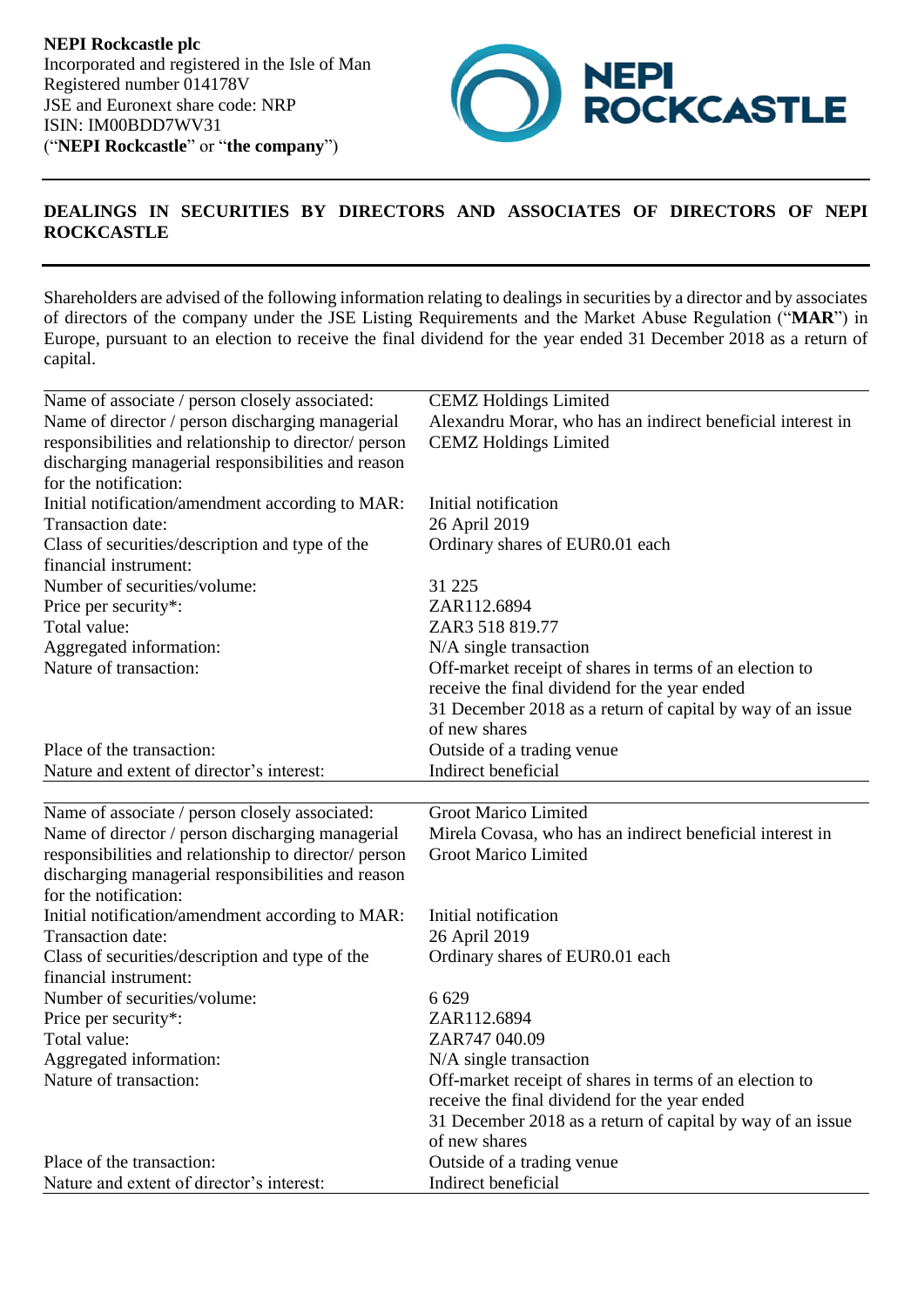**NEPI Rockcastle plc**
Incorporated and registered in the Isle of Man
Registered number 014178V
JSE and Euronext share code: NRP
ISIN: IM00BDD7WV31
("**NEPI Rockcastle**" or "**the company**")

## DEALINGS IN SECURITIES BY DIRECTORS AND ASSOCIATES OF DIRECTORS OF NEPI ROCKCASTLE

Shareholders are advised of the following information relating to dealings in securities by a director and by associates of directors of the company under the JSE Listing Requirements and the Market Abuse Regulation ("**MAR**") in Europe, pursuant to an election to receive the final dividend for the year ended 31 December 2018 as a return of capital.

| | |
|---|---|
| Name of associate / person closely associated: | CEMZ Holdings Limited |
| Name of director / person discharging managerial responsibilities and relationship to director/ person discharging managerial responsibilities and reason for the notification: | Alexandru Morar, who has an indirect beneficial interest in CEMZ Holdings Limited |
| Initial notification/amendment according to MAR: | Initial notification |
| Transaction date: | 26 April 2019 |
| Class of securities/description and type of the financial instrument: | Ordinary shares of EUR0.01 each |
| Number of securities/volume: | 31 225 |
| Price per security*: | ZAR112.6894 |
| Total value: | ZAR3 518 819.77 |
| Aggregated information: | N/A single transaction |
| Nature of transaction: | Off-market receipt of shares in terms of an election to receive the final dividend for the year ended 31 December 2018 as a return of capital by way of an issue of new shares |
| Place of the transaction: | Outside of a trading venue |
| Nature and extent of director's interest: | Indirect beneficial |

| | |
|---|---|
| Name of associate / person closely associated: | Groot Marico Limited |
| Name of director / person discharging managerial responsibilities and relationship to director/ person discharging managerial responsibilities and reason for the notification: | Mirela Covasa, who has an indirect beneficial interest in Groot Marico Limited |
| Initial notification/amendment according to MAR: | Initial notification |
| Transaction date: | 26 April 2019 |
| Class of securities/description and type of the financial instrument: | Ordinary shares of EUR0.01 each |
| Number of securities/volume: | 6 629 |
| Price per security*: | ZAR112.6894 |
| Total value: | ZAR747 040.09 |
| Aggregated information: | N/A single transaction |
| Nature of transaction: | Off-market receipt of shares in terms of an election to receive the final dividend for the year ended 31 December 2018 as a return of capital by way of an issue of new shares |
| Place of the transaction: | Outside of a trading venue |
| Nature and extent of director's interest: | Indirect beneficial |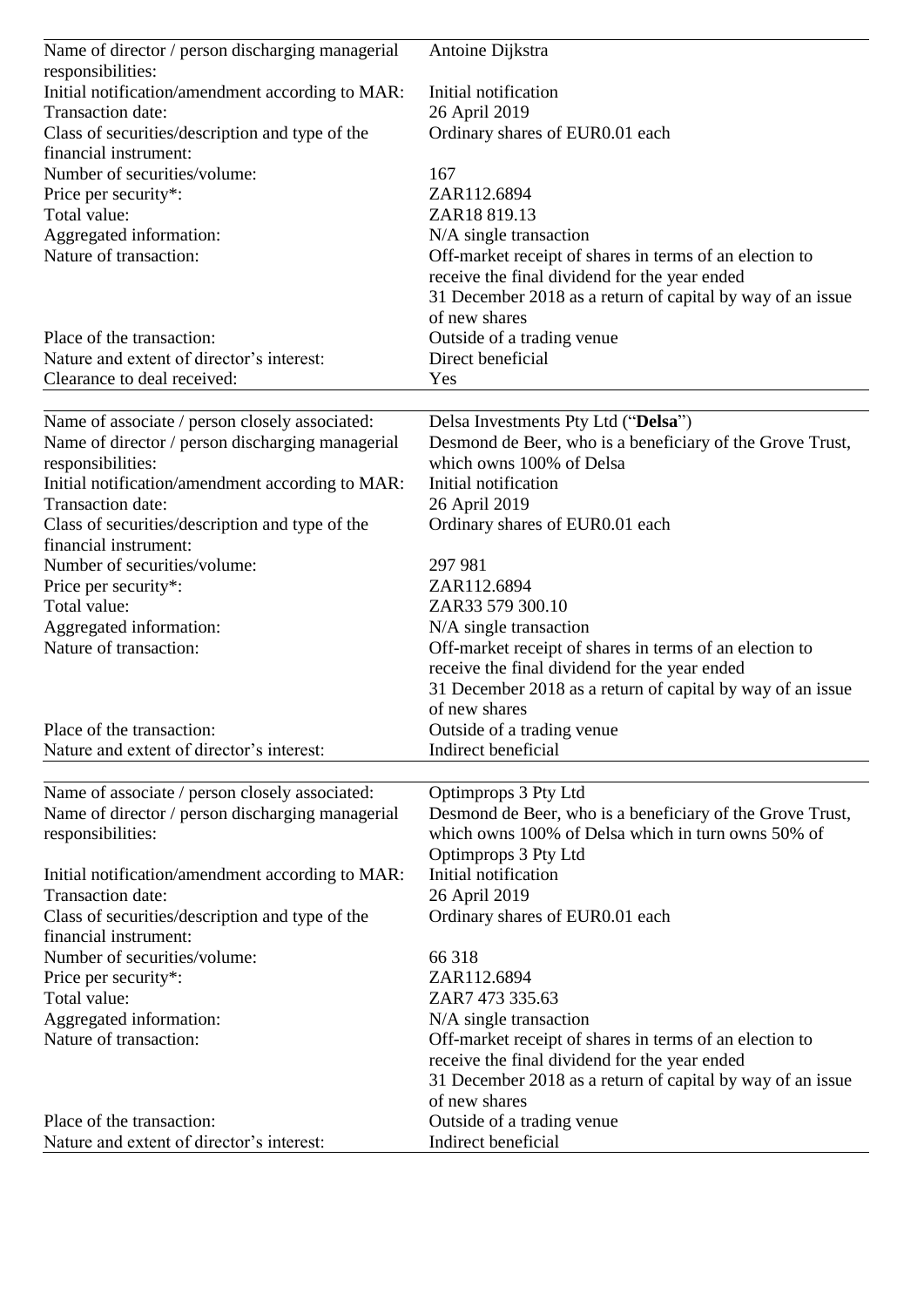| | |
|---|---|
| Name of director / person discharging managerial responsibilities: | Antoine Dijkstra |
| Initial notification/amendment according to MAR: | Initial notification |
| Transaction date: | 26 April 2019 |
| Class of securities/description and type of the financial instrument: | Ordinary shares of EUR0.01 each |
| Number of securities/volume: | 167 |
| Price per security*: | ZAR112.6894 |
| Total value: | ZAR18 819.13 |
| Aggregated information: | N/A single transaction |
| Nature of transaction: | Off-market receipt of shares in terms of an election to receive the final dividend for the year ended 31 December 2018 as a return of capital by way of an issue of new shares |
| Place of the transaction: | Outside of a trading venue |
| Nature and extent of director's interest: | Direct beneficial |
| Clearance to deal received: | Yes |

| | |
|---|---|
| Name of associate / person closely associated: | Delsa Investments Pty Ltd ("**Delsa**") |
| Name of director / person discharging managerial responsibilities: | Desmond de Beer, who is a beneficiary of the Grove Trust, which owns 100% of Delsa |
| Initial notification/amendment according to MAR: | Initial notification |
| Transaction date: | 26 April 2019 |
| Class of securities/description and type of the financial instrument: | Ordinary shares of EUR0.01 each |
| Number of securities/volume: | 297 981 |
| Price per security*: | ZAR112.6894 |
| Total value: | ZAR33 579 300.10 |
| Aggregated information: | N/A single transaction |
| Nature of transaction: | Off-market receipt of shares in terms of an election to receive the final dividend for the year ended 31 December 2018 as a return of capital by way of an issue of new shares |
| Place of the transaction: | Outside of a trading venue |
| Nature and extent of director's interest: | Indirect beneficial |

| | |
|---|---|
| Name of associate / person closely associated: | Optimprops 3 Pty Ltd |
| Name of director / person discharging managerial responsibilities: | Desmond de Beer, who is a beneficiary of the Grove Trust, which owns 100% of Delsa which in turn owns 50% of Optimprops 3 Pty Ltd |
| Initial notification/amendment according to MAR: | Initial notification |
| Transaction date: | 26 April 2019 |
| Class of securities/description and type of the financial instrument: | Ordinary shares of EUR0.01 each |
| Number of securities/volume: | 66 318 |
| Price per security*: | ZAR112.6894 |
| Total value: | ZAR7 473 335.63 |
| Aggregated information: | N/A single transaction |
| Nature of transaction: | Off-market receipt of shares in terms of an election to receive the final dividend for the year ended 31 December 2018 as a return of capital by way of an issue of new shares |
| Place of the transaction: | Outside of a trading venue |
| Nature and extent of director's interest: | Indirect beneficial |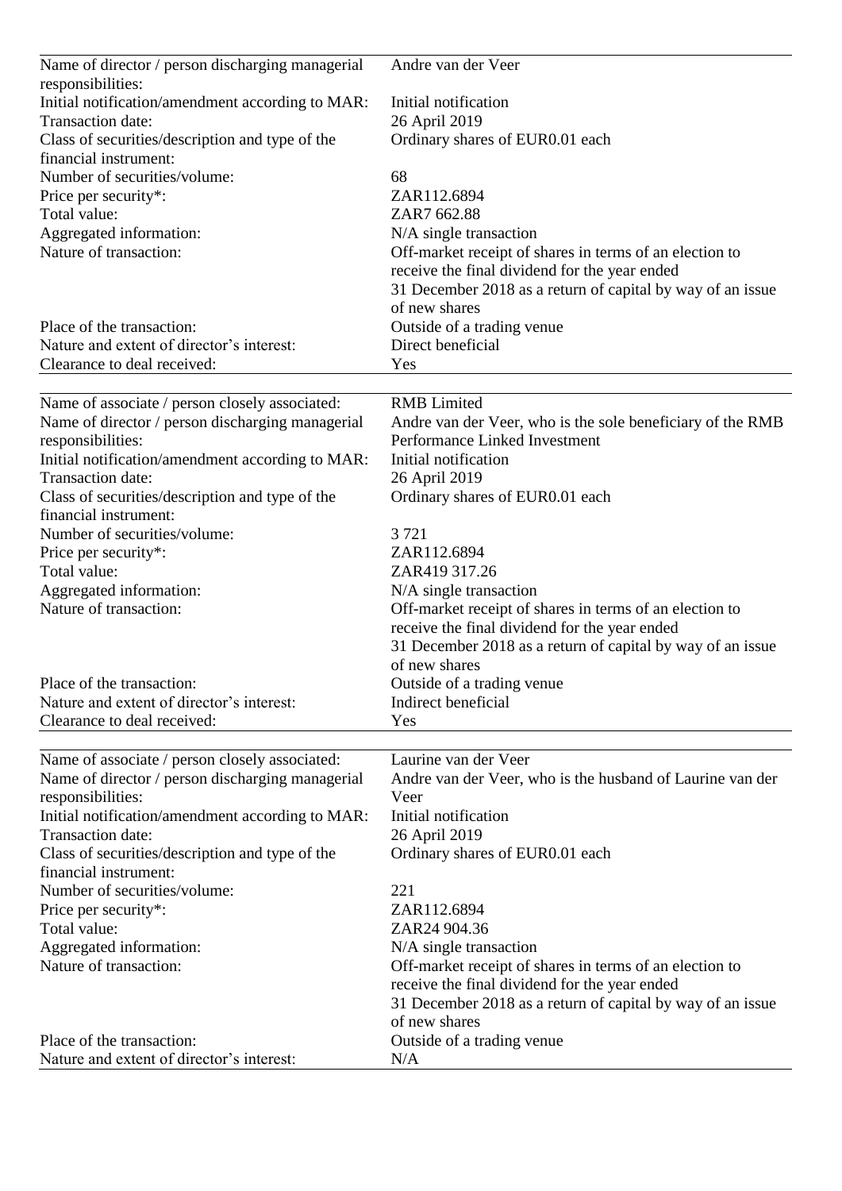| | |
|---|---|
| Name of director / person discharging managerial responsibilities: | Andre van der Veer |
| Initial notification/amendment according to MAR: | Initial notification |
| Transaction date: | 26 April 2019 |
| Class of securities/description and type of the financial instrument: | Ordinary shares of EUR0.01 each |
| Number of securities/volume: | 68 |
| Price per security*: | ZAR112.6894 |
| Total value: | ZAR7 662.88 |
| Aggregated information: | N/A single transaction |
| Nature of transaction: | Off-market receipt of shares in terms of an election to receive the final dividend for the year ended 31 December 2018 as a return of capital by way of an issue of new shares |
| Place of the transaction: | Outside of a trading venue |
| Nature and extent of director's interest: | Direct beneficial |
| Clearance to deal received: | Yes |

| | |
|---|---|
| Name of associate / person closely associated: | RMB Limited |
| Name of director / person discharging managerial responsibilities: | Andre van der Veer, who is the sole beneficiary of the RMB Performance Linked Investment |
| Initial notification/amendment according to MAR: | Initial notification |
| Transaction date: | 26 April 2019 |
| Class of securities/description and type of the financial instrument: | Ordinary shares of EUR0.01 each |
| Number of securities/volume: | 3 721 |
| Price per security*: | ZAR112.6894 |
| Total value: | ZAR419 317.26 |
| Aggregated information: | N/A single transaction |
| Nature of transaction: | Off-market receipt of shares in terms of an election to receive the final dividend for the year ended 31 December 2018 as a return of capital by way of an issue of new shares |
| Place of the transaction: | Outside of a trading venue |
| Nature and extent of director's interest: | Indirect beneficial |
| Clearance to deal received: | Yes |

| | |
|---|---|
| Name of associate / person closely associated: | Laurine van der Veer |
| Name of director / person discharging managerial responsibilities: | Andre van der Veer, who is the husband of Laurine van der Veer |
| Initial notification/amendment according to MAR: | Initial notification |
| Transaction date: | 26 April 2019 |
| Class of securities/description and type of the financial instrument: | Ordinary shares of EUR0.01 each |
| Number of securities/volume: | 221 |
| Price per security*: | ZAR112.6894 |
| Total value: | ZAR24 904.36 |
| Aggregated information: | N/A single transaction |
| Nature of transaction: | Off-market receipt of shares in terms of an election to receive the final dividend for the year ended 31 December 2018 as a return of capital by way of an issue of new shares |
| Place of the transaction: | Outside of a trading venue |
| Nature and extent of director's interest: | N/A |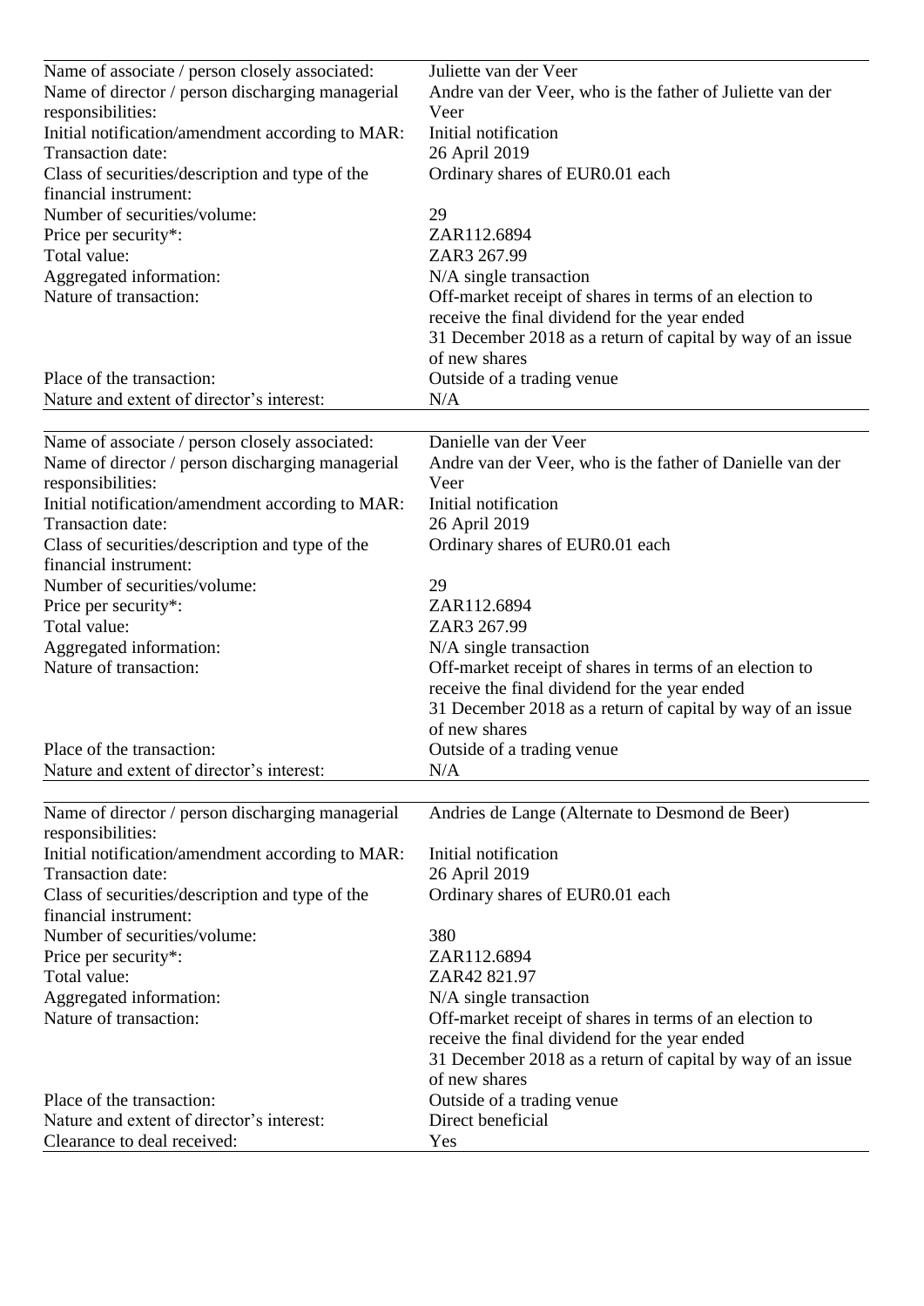| | |
|---|---|
| Name of associate / person closely associated: | Juliette van der Veer |
| Name of director / person discharging managerial responsibilities: | Andre van der Veer, who is the father of Juliette van der Veer |
| Initial notification/amendment according to MAR: | Initial notification |
| Transaction date: | 26 April 2019 |
| Class of securities/description and type of the financial instrument: | Ordinary shares of EUR0.01 each |
| Number of securities/volume: | 29 |
| Price per security*: | ZAR112.6894 |
| Total value: | ZAR3 267.99 |
| Aggregated information: | N/A single transaction |
| Nature of transaction: | Off-market receipt of shares in terms of an election to receive the final dividend for the year ended 31 December 2018 as a return of capital by way of an issue of new shares |
| Place of the transaction: | Outside of a trading venue |
| Nature and extent of director's interest: | N/A |

| | |
|---|---|
| Name of associate / person closely associated: | Danielle van der Veer |
| Name of director / person discharging managerial responsibilities: | Andre van der Veer, who is the father of Danielle van der Veer |
| Initial notification/amendment according to MAR: | Initial notification |
| Transaction date: | 26 April 2019 |
| Class of securities/description and type of the financial instrument: | Ordinary shares of EUR0.01 each |
| Number of securities/volume: | 29 |
| Price per security*: | ZAR112.6894 |
| Total value: | ZAR3 267.99 |
| Aggregated information: | N/A single transaction |
| Nature of transaction: | Off-market receipt of shares in terms of an election to receive the final dividend for the year ended 31 December 2018 as a return of capital by way of an issue of new shares |
| Place of the transaction: | Outside of a trading venue |
| Nature and extent of director's interest: | N/A |

| | |
|---|---|
| Name of director / person discharging managerial responsibilities: | Andries de Lange (Alternate to Desmond de Beer) |
| Initial notification/amendment according to MAR: | Initial notification |
| Transaction date: | 26 April 2019 |
| Class of securities/description and type of the financial instrument: | Ordinary shares of EUR0.01 each |
| Number of securities/volume: | 380 |
| Price per security*: | ZAR112.6894 |
| Total value: | ZAR42 821.97 |
| Aggregated information: | N/A single transaction |
| Nature of transaction: | Off-market receipt of shares in terms of an election to receive the final dividend for the year ended 31 December 2018 as a return of capital by way of an issue of new shares |
| Place of the transaction: | Outside of a trading venue |
| Nature and extent of director's interest: | Direct beneficial |
| Clearance to deal received: | Yes |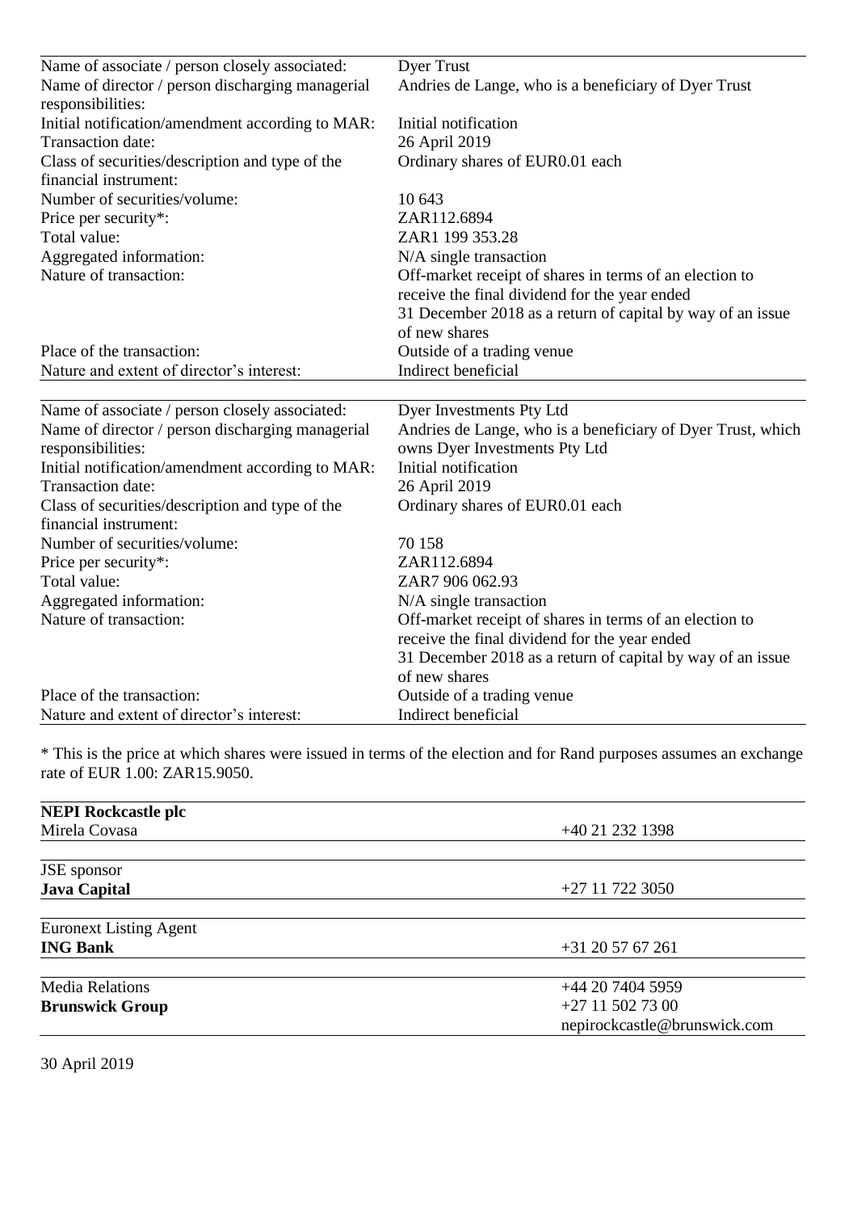| | |
|---|---|
| Name of associate / person closely associated: | Dyer Trust |
| Name of director / person discharging managerial responsibilities: | Andries de Lange, who is a beneficiary of Dyer Trust |
| Initial notification/amendment according to MAR: | Initial notification |
| Transaction date: | 26 April 2019 |
| Class of securities/description and type of the financial instrument: | Ordinary shares of EUR0.01 each |
| Number of securities/volume: | 10 643 |
| Price per security*: | ZAR112.6894 |
| Total value: | ZAR1 199 353.28 |
| Aggregated information: | N/A single transaction |
| Nature of transaction: | Off-market receipt of shares in terms of an election to receive the final dividend for the year ended 31 December 2018 as a return of capital by way of an issue of new shares |
| Place of the transaction: | Outside of a trading venue |
| Nature and extent of director's interest: | Indirect beneficial |

| | |
|---|---|
| Name of associate / person closely associated: | Dyer Investments Pty Ltd |
| Name of director / person discharging managerial responsibilities: | Andries de Lange, who is a beneficiary of Dyer Trust, which owns Dyer Investments Pty Ltd |
| Initial notification/amendment according to MAR: | Initial notification |
| Transaction date: | 26 April 2019 |
| Class of securities/description and type of the financial instrument: | Ordinary shares of EUR0.01 each |
| Number of securities/volume: | 70 158 |
| Price per security*: | ZAR112.6894 |
| Total value: | ZAR7 906 062.93 |
| Aggregated information: | N/A single transaction |
| Nature of transaction: | Off-market receipt of shares in terms of an election to receive the final dividend for the year ended 31 December 2018 as a return of capital by way of an issue of new shares |
| Place of the transaction: | Outside of a trading venue |
| Nature and extent of director's interest: | Indirect beneficial |

* This is the price at which shares were issued in terms of the election and for Rand purposes assumes an exchange rate of EUR 1.00: ZAR15.9050.

| | |
|---|---|
| **NEPI Rockcastle plc**<br>Mirela Covasa | +40 21 232 1398 |
| JSE sponsor<br>**Java Capital** | +27 11 722 3050 |
| Euronext Listing Agent<br>**ING Bank** | +31 20 57 67 261 |
| Media Relations<br>**Brunswick Group** | +44 20 7404 5959<br>+27 11 502 73 00<br>nepirockcastle@brunswick.com |

30 April 2019